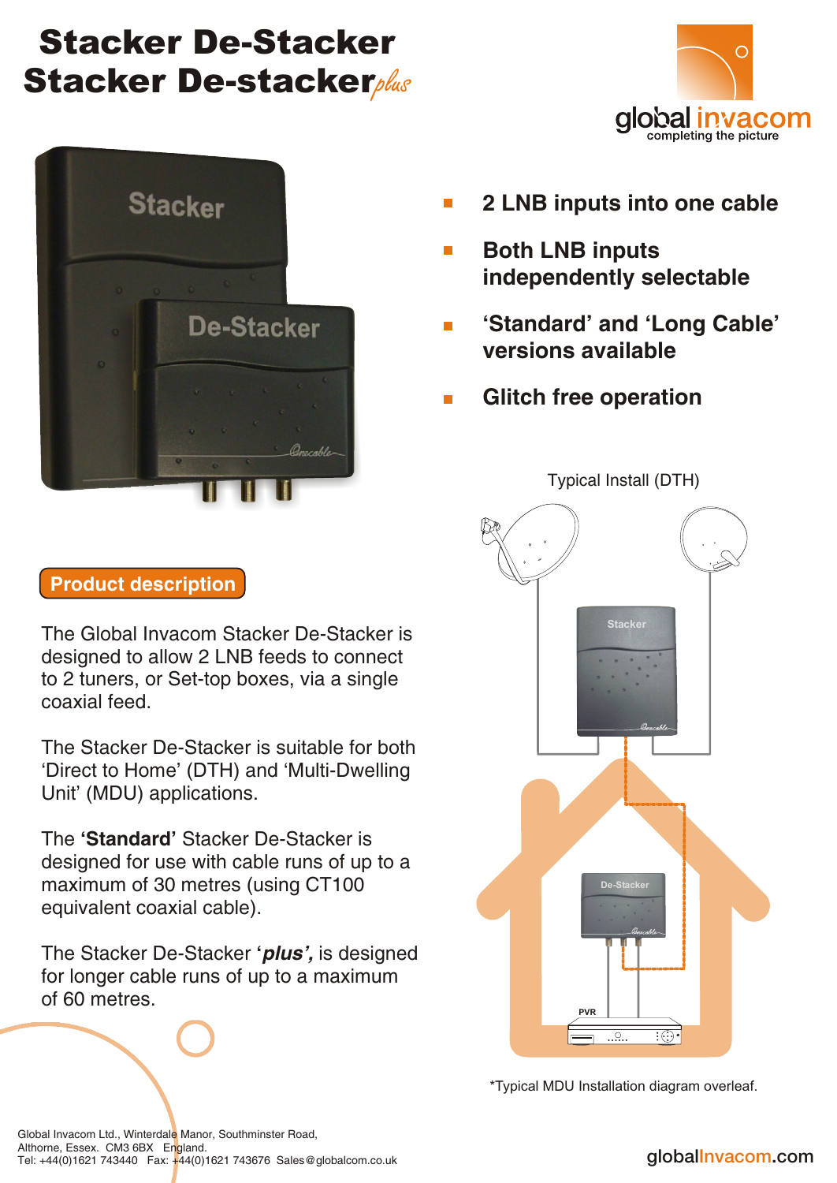# Stacker De-Stacker
# Stacker De-stacker *plus*

global invacom
completing the picture

- **2 LNB inputs into one cable**
- **Both LNB inputs independently selectable**
- **'Standard' and 'Long Cable' versions available**
- **Glitch free operation**

Typical Install (DTH)

*Typical MDU Installation diagram overleaf.

## Product description

The Global Invacom Stacker De-Stacker is designed to allow 2 LNB feeds to connect to 2 tuners, or Set-top boxes, via a single coaxial feed.

The Stacker De-Stacker is suitable for both 'Direct to Home' (DTH) and 'Multi-Dwelling Unit' (MDU) applications.

The **'Standard'** Stacker De-Stacker is designed for use with cable runs of up to a maximum of 30 metres (using CT100 equivalent coaxial cable).

The Stacker De-Stacker **'*plus*',** is designed for longer cable runs of up to a maximum of 60 metres.

Global Invacom Ltd., Winterdale Manor, Southminster Road,
Althorne, Essex. CM3 6BX England.
Tel: +44(0)1621 743440 Fax: +44(0)1621 743676 Sales@globalcom.co.uk

globalInvacom.com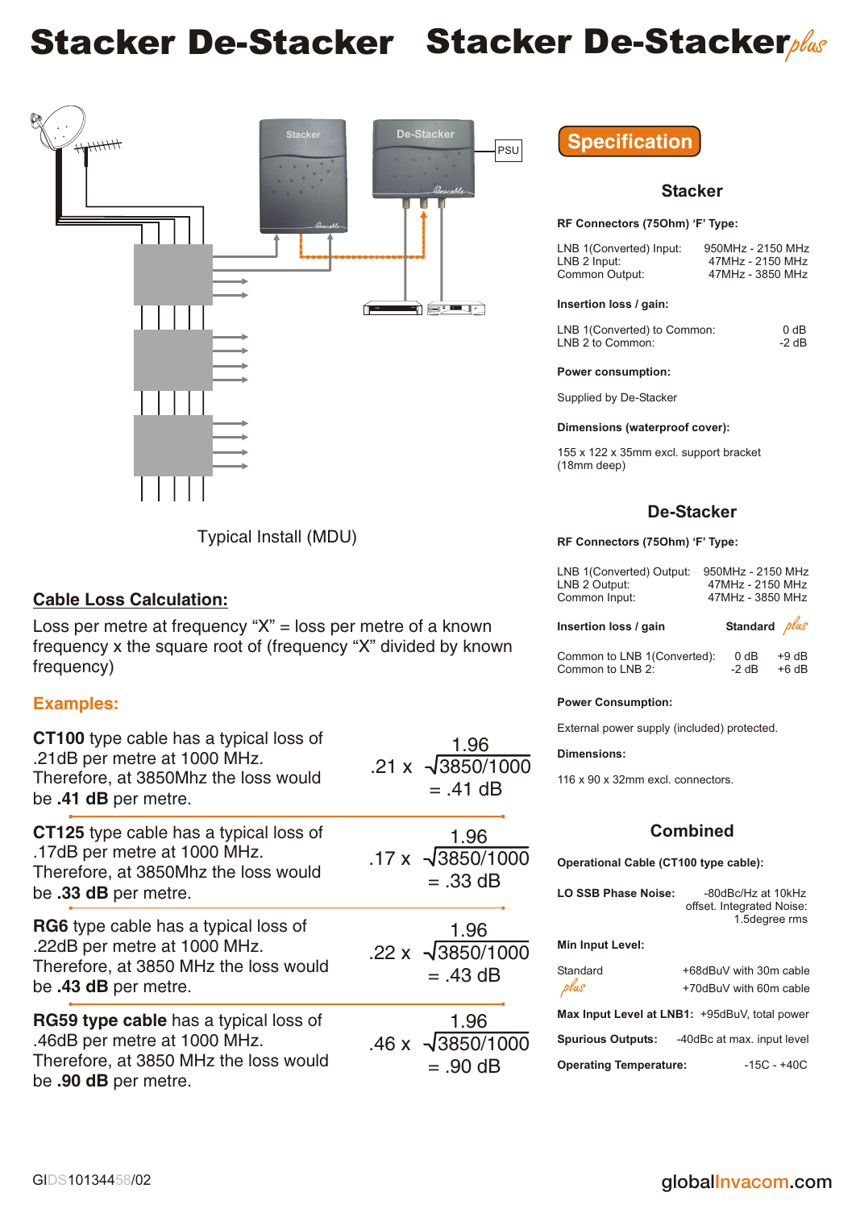# Stacker De-Stacker Stacker De-Stacker *plus*

Stacker

De-Stacker

PSU

Typical Install (MDU)

## Cable Loss Calculation:

Loss per metre at frequency "X" = loss per metre of a known frequency x the square root of (frequency "X" divided by known frequency)

### Examples:

**CT100** type cable has a typical loss of .21dB per metre at 1000 MHz. Therefore, at 3850Mhz the loss would be **.41 dB** per metre.

$$.21 \times \sqrt{3850/1000} = .41 \text{ dB}$$

(1.96)

**CT125** type cable has a typical loss of .17dB per metre at 1000 MHz. Therefore, at 3850Mhz the loss would be **.33 dB** per metre.

$$.17 \times \sqrt{3850/1000} = .33 \text{ dB}$$

(1.96)

**RG6** type cable has a typical loss of .22dB per metre at 1000 MHz. Therefore, at 3850 MHz the loss would be **.43 dB** per metre.

$$.22 \times \sqrt{3850/1000} = .43 \text{ dB}$$

(1.96)

**RG59 type cable** has a typical loss of .46dB per metre at 1000 MHz. Therefore, at 3850 MHz the loss would be **.90 dB** per metre.

$$.46 \times \sqrt{3850/1000} = .90 \text{ dB}$$

(1.96)

## Specification

### Stacker

**RF Connectors (75Ohm) 'F' Type:**

| | |
|---|---|
| LNB 1(Converted) Input: | 950MHz - 2150 MHz |
| LNB 2 Input: | 47MHz - 2150 MHz |
| Common Output: | 47MHz - 3850 MHz |

**Insertion loss / gain:**

| | |
|---|---|
| LNB 1(Converted) to Common: | 0 dB |
| LNB 2 to Common: | -2 dB |

**Power consumption:**

Supplied by De-Stacker

**Dimensions (waterproof cover):**

155 x 122 x 35mm excl. support bracket (18mm deep)

### De-Stacker

**RF Connectors (75Ohm) 'F' Type:**

| | |
|---|---|
| LNB 1(Converted) Output: | 950MHz - 2150 MHz |
| LNB 2 Output: | 47MHz - 2150 MHz |
| Common Input: | 47MHz - 3850 MHz |

| **Insertion loss / gain** | **Standard** | *plus* |
|---|---|---|
| Common to LNB 1(Converted): | 0 dB | +9 dB |
| Common to LNB 2: | -2 dB | +6 dB |

**Power Consumption:**

External power supply (included) protected.

**Dimensions:**

116 x 90 x 32mm excl. connectors.

### Combined

**Operational Cable (CT100 type cable):**

**LO SSB Phase Noise:** -80dBc/Hz at 10kHz offset. Integrated Noise: 1.5degree rms

**Min Input Level:**

| | |
|---|---|
| Standard | +68dBuV with 30m cable |
| *plus* | +70dBuV with 60m cable |

**Max Input Level at LNB1:** +95dBuV, total power

**Spurious Outputs:** -40dBc at max. input level

**Operating Temperature:** -15C - +40C

GIDS10134458/02

globalInvacom.com